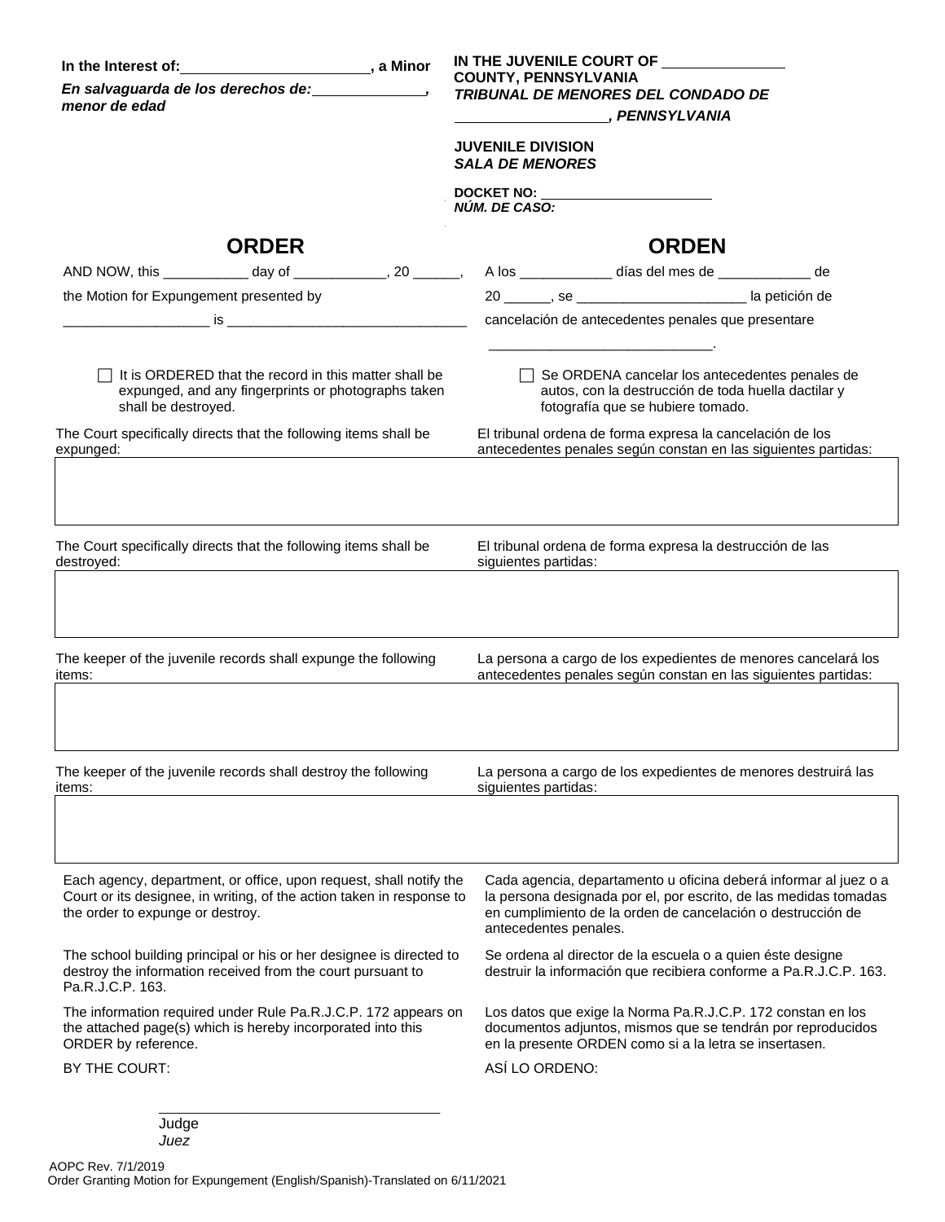In the Interest of: \_\_\_\_\_\_\_\_\_\_\_\_\_\_\_\_\_\_\_\_\_\_\_\_, a Minor
*En salvaguarda de los derechos de: \_\_\_\_\_\_\_\_\_\_\_\_\_\_\_, menor de edad*

**IN THE JUVENILE COURT OF \_\_\_\_\_\_\_\_\_\_\_\_\_\_\_ COUNTY, PENNSYLVANIA**
***TRIBUNAL DE MENORES DEL CONDADO DE \_\_\_\_\_\_\_\_\_\_\_\_\_\_\_\_\_\_\_\_, PENNSYLVANIA***

**JUVENILE DIVISION**
***SALA DE MENORES***

**DOCKET NO:** \_\_\_\_\_\_\_\_\_\_\_\_\_\_\_\_\_\_\_\_\_\_\_
***NÚM. DE CASO:***

# ORDER

AND NOW, this \_\_\_\_\_\_\_\_\_\_\_ day of \_\_\_\_\_\_\_\_\_\_\_\_, 20 \_\_\_\_\_\_, the Motion for Expungement presented by \_\_\_\_\_\_\_\_\_\_\_\_\_\_\_\_\_\_\_ is \_\_\_\_\_\_\_\_\_\_\_\_\_\_\_\_\_\_\_\_\_\_\_\_\_\_\_\_\_\_\_

☐ It is ORDERED that the record in this matter shall be expunged, and any fingerprints or photographs taken shall be destroyed.

The Court specifically directs that the following items shall be expunged:

The Court specifically directs that the following items shall be destroyed:

The keeper of the juvenile records shall expunge the following items:

The keeper of the juvenile records shall destroy the following items:

Each agency, department, or office, upon request, shall notify the Court or its designee, in writing, of the action taken in response to the order to expunge or destroy.

The school building principal or his or her designee is directed to destroy the information received from the court pursuant to Pa.R.J.C.P. 163.

The information required under Rule Pa.R.J.C.P. 172 appears on the attached page(s) which is hereby incorporated into this ORDER by reference.

BY THE COURT:

# ORDEN

A los \_\_\_\_\_\_\_\_\_\_\_\_ días del mes de \_\_\_\_\_\_\_\_\_\_\_\_ de 20 \_\_\_\_\_\_, se \_\_\_\_\_\_\_\_\_\_\_\_\_\_\_\_\_\_\_\_\_\_ la petición de cancelación de antecedentes penales que presentare \_\_\_\_\_\_\_\_\_\_\_\_\_\_\_\_\_\_\_\_\_\_\_\_\_\_\_\_\_\_.

☐ Se ORDENA cancelar los antecedentes penales de autos, con la destrucción de toda huella dactilar y fotografía que se hubiere tomado.

El tribunal ordena de forma expresa la cancelación de los antecedentes penales según constan en las siguientes partidas:

El tribunal ordena de forma expresa la destrucción de las siguientes partidas:

La persona a cargo de los expedientes de menores cancelará los antecedentes penales según constan en las siguientes partidas:

La persona a cargo de los expedientes de menores destruirá las siguientes partidas:

Cada agencia, departamento u oficina deberá informar al juez o a la persona designada por el, por escrito, de las medidas tomadas en cumplimiento de la orden de cancelación o destrucción de antecedentes penales.

Se ordena al director de la escuela o a quien éste designe destruir la información que recibiera conforme a Pa.R.J.C.P. 163.

Los datos que exige la Norma Pa.R.J.C.P. 172 constan en los documentos adjuntos, mismos que se tendrán por reproducidos en la presente ORDEN como si a la letra se insertasen.

ASÍ LO ORDENO:

\_\_\_\_\_\_\_\_\_\_\_\_\_\_\_\_\_\_\_\_\_\_\_\_\_\_\_\_\_\_\_\_\_\_\_
Judge
*Juez*

AOPC Rev. 7/1/2019
Order Granting Motion for Expungement (English/Spanish)-Translated on 6/11/2021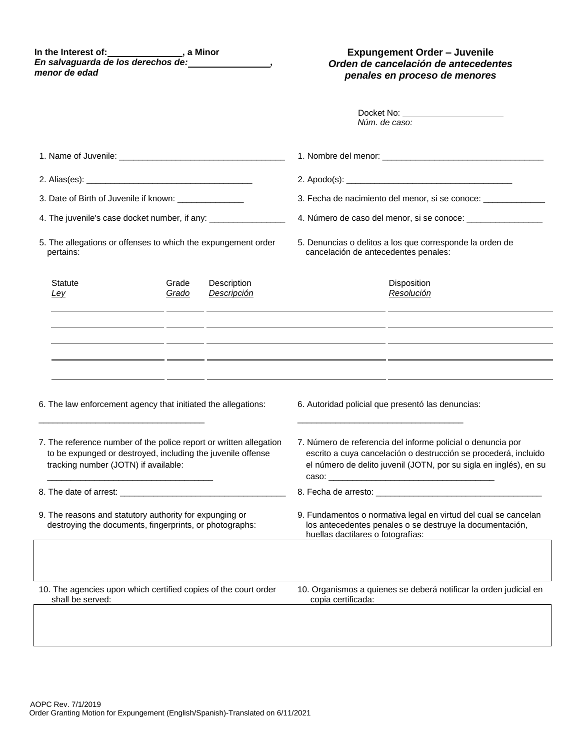**In the Interest of:\_\_\_\_\_\_\_\_\_\_\_\_\_\_\_, a Minor**
***En salvaguarda de los derechos de:\_\_\_\_\_\_\_\_\_\_\_\_\_\_\_\_, menor de edad***

## Expungement Order – Juvenile
## *Orden de cancelación de antecedentes penales en proceso de menores*

Docket No: \_\_\_\_\_\_\_\_\_\_\_\_\_\_\_\_\_\_\_\_\_
*Núm. de caso:*

1. Name of Juvenile: \_\_\_\_\_\_\_\_\_\_\_\_\_\_\_\_\_\_\_\_\_\_\_\_\_\_\_\_\_\_\_\_\_\_\_
1. Nombre del menor: \_\_\_\_\_\_\_\_\_\_\_\_\_\_\_\_\_\_\_\_\_\_\_\_\_\_\_\_\_\_\_\_\_\_

2. Alias(es): \_\_\_\_\_\_\_\_\_\_\_\_\_\_\_\_\_\_\_\_\_\_\_\_\_\_\_\_\_\_\_\_\_\_\_
2. Apodo(s): \_\_\_\_\_\_\_\_\_\_\_\_\_\_\_\_\_\_\_\_\_\_\_\_\_\_\_\_\_\_\_\_\_\_\_

3. Date of Birth of Juvenile if known: \_\_\_\_\_\_\_\_\_\_\_\_\_\_
3. Fecha de nacimiento del menor, si se conoce: \_\_\_\_\_\_\_\_\_\_\_\_\_

4. The juvenile's case docket number, if any: \_\_\_\_\_\_\_\_\_\_\_\_\_\_\_\_
4. Número de caso del menor, si se conoce: \_\_\_\_\_\_\_\_\_\_\_\_\_\_\_\_

5. The allegations or offenses to which the expungement order pertains:
5. Denuncias o delitos a los que corresponde la orden de cancelación de antecedentes penales:

| Statute *Ley* | Grade *Grado* | Description *Descripción* | Disposition *Resolución* |
|---|---|---|---|
| | | | |
| | | | |
| | | | |
| | | | |
| | | | |

6. The law enforcement agency that initiated the allegations:
\_\_\_\_\_\_\_\_\_\_\_\_\_\_\_\_\_\_\_\_\_\_\_\_\_\_\_\_\_\_\_\_\_\_\_
6. Autoridad policial que presentó las denuncias:
\_\_\_\_\_\_\_\_\_\_\_\_\_\_\_\_\_\_\_\_\_\_\_\_\_\_\_\_\_\_\_\_\_\_\_

7. The reference number of the police report or written allegation to be expunged or destroyed, including the juvenile offense tracking number (JOTN) if available:
\_\_\_\_\_\_\_\_\_\_\_\_\_\_\_\_\_\_\_\_\_\_\_\_\_\_\_\_\_\_\_\_\_\_\_
7. Número de referencia del informe policial o denuncia por escrito a cuya cancelación o destrucción se procederá, incluido el número de delito juvenil (JOTN, por su sigla en inglés), en su caso: \_\_\_\_\_\_\_\_\_\_\_\_\_\_\_\_\_\_\_\_\_\_\_\_\_\_\_\_\_\_\_\_\_\_\_

8. The date of arrest: \_\_\_\_\_\_\_\_\_\_\_\_\_\_\_\_\_\_\_\_\_\_\_\_\_\_\_\_\_\_\_\_\_\_\_
8. Fecha de arresto: \_\_\_\_\_\_\_\_\_\_\_\_\_\_\_\_\_\_\_\_\_\_\_\_\_\_\_\_\_\_\_\_\_\_\_

9. The reasons and statutory authority for expunging or destroying the documents, fingerprints, or photographs:
9. Fundamentos o normativa legal en virtud del cual se cancelan los antecedentes penales o se destruye la documentación, huellas dactilares o fotografías:

10. The agencies upon which certified copies of the court order shall be served:
10. Organismos a quienes se deberá notificar la orden judicial en copia certificada:

AOPC Rev. 7/1/2019
Order Granting Motion for Expungement (English/Spanish)-Translated on 6/11/2021